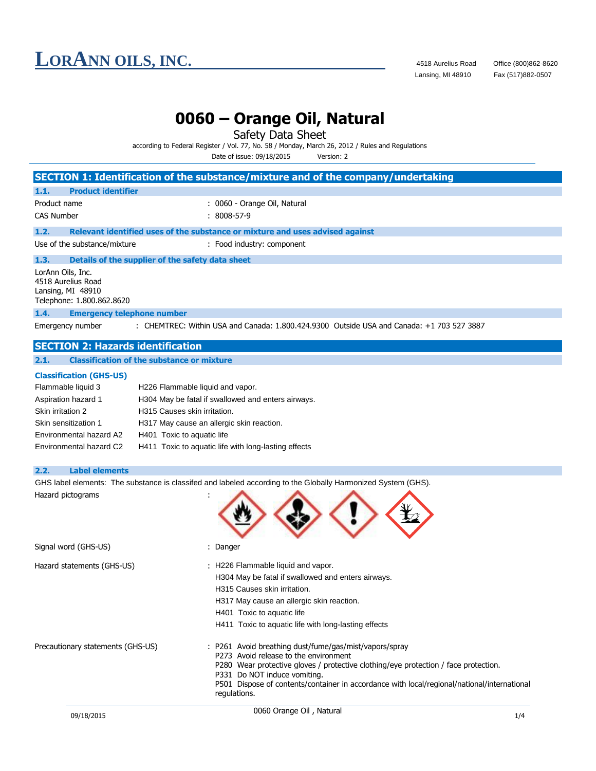# LORANN OILS, INC.

4518 Aurelius Road
Lansing, MI 48910

Office (800)862-8620
Fax (517)882-0507

# 0060 – Orange Oil, Natural

Safety Data Sheet

according to Federal Register / Vol. 77, No. 58 / Monday, March 26, 2012 / Rules and Regulations

Date of issue: 09/18/2015 Version: 2

## SECTION 1: Identification of the substance/mixture and of the company/undertaking

### 1.1. Product identifier

Product name : 0060 - Orange Oil, Natural

CAS Number : 8008-57-9

### 1.2. Relevant identified uses of the substance or mixture and uses advised against

Use of the substance/mixture : Food industry: component

### 1.3. Details of the supplier of the safety data sheet

LorAnn Oils, Inc.
4518 Aurelius Road
Lansing, MI 48910
Telephone: 1.800.862.8620

### 1.4. Emergency telephone number

Emergency number : CHEMTREC: Within USA and Canada: 1.800.424.9300 Outside USA and Canada: +1 703 527 3887

## SECTION 2: Hazards identification

### 2.1. Classification of the substance or mixture

**Classification (GHS-US)**

| | |
|---|---|
| Flammable liquid 3 | H226 Flammable liquid and vapor. |
| Aspiration hazard 1 | H304 May be fatal if swallowed and enters airways. |
| Skin irritation 2 | H315 Causes skin irritation. |
| Skin sensitization 1 | H317 May cause an allergic skin reaction. |
| Environmental hazard A2 | H401 Toxic to aquatic life |
| Environmental hazard C2 | H411 Toxic to aquatic life with long-lasting effects |

### 2.2. Label elements

GHS label elements: The substance is classifed and labeled according to the Globally Harmonized System (GHS).

Hazard pictograms :

Signal word (GHS-US) : Danger

Hazard statements (GHS-US) :
- H226 Flammable liquid and vapor.
- H304 May be fatal if swallowed and enters airways.
- H315 Causes skin irritation.
- H317 May cause an allergic skin reaction.
- H401 Toxic to aquatic life
- H411 Toxic to aquatic life with long-lasting effects

Precautionary statements (GHS-US) :
- P261 Avoid breathing dust/fume/gas/mist/vapors/spray
- P273 Avoid release to the environment
- P280 Wear protective gloves / protective clothing/eye protection / face protection.
- P331 Do NOT induce vomiting.
- P501 Dispose of contents/container in accordance with local/regional/national/international regulations.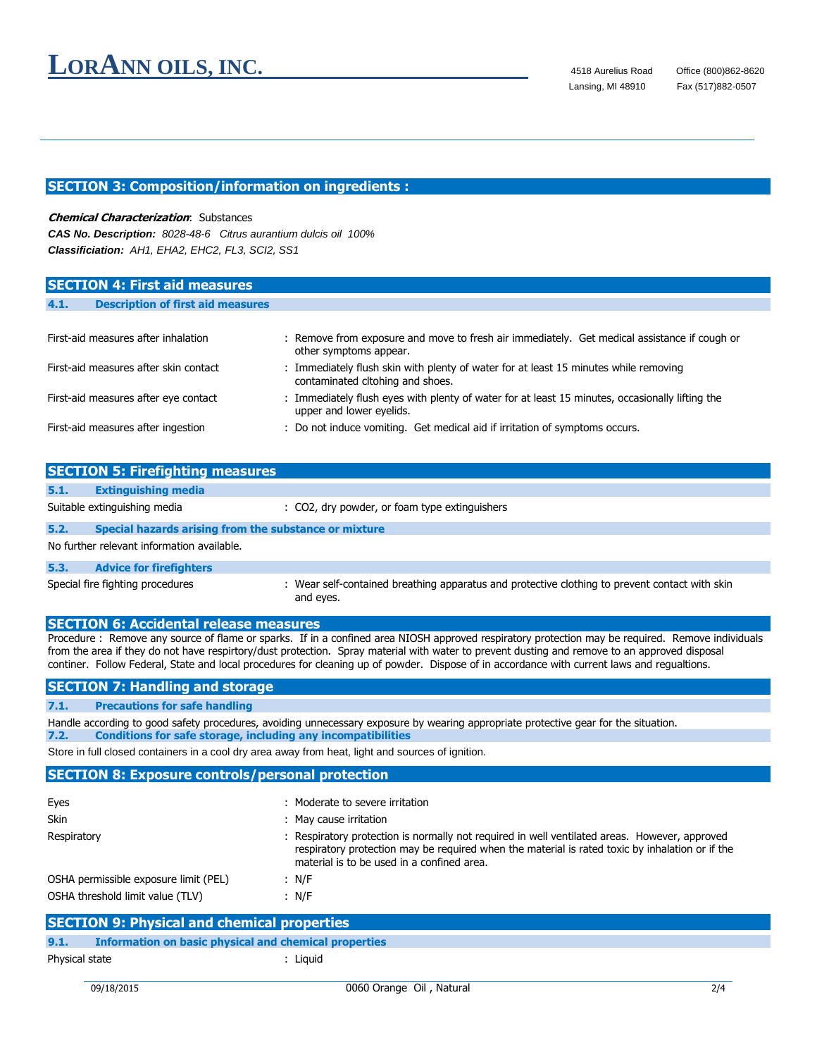## SECTION 3: Composition/information on ingredients :

***Chemical Characterization***: Substances

***CAS No. Description:*** *8028-48-6 Citrus aurantium dulcis oil 100%*

***Classificiation:*** *AH1, EHA2, EHC2, FL3, SCI2, SS1*

## SECTION 4: First aid measures

### 4.1. Description of first aid measures

| | |
|---|---|
| First-aid measures after inhalation | : Remove from exposure and move to fresh air immediately. Get medical assistance if cough or other symptoms appear. |
| First-aid measures after skin contact | : Immediately flush skin with plenty of water for at least 15 minutes while removing contaminated cltohing and shoes. |
| First-aid measures after eye contact | : Immediately flush eyes with plenty of water for at least 15 minutes, occasionally lifting the upper and lower eyelids. |
| First-aid measures after ingestion | : Do not induce vomiting. Get medical aid if irritation of symptoms occurs. |

## SECTION 5: Firefighting measures

### 5.1. Extinguishing media

Suitable extinguishing media : $CO_2$, dry powder, or foam type extinguishers

### 5.2. Special hazards arising from the substance or mixture

No further relevant information available.

### 5.3. Advice for firefighters

Special fire fighting procedures : Wear self-contained breathing apparatus and protective clothing to prevent contact with skin and eyes.

## SECTION 6: Accidental release measures

Procedure : Remove any source of flame or sparks. If in a confined area NIOSH approved respiratory protection may be required. Remove individuals from the area if they do not have respirtory/dust protection. Spray material with water to prevent dusting and remove to an approved disposal continer. Follow Federal, State and local procedures for cleaning up of powder. Dispose of in accordance with current laws and regualtions.

## SECTION 7: Handling and storage

### 7.1. Precautions for safe handling

Handle according to good safety procedures, avoiding unnecessary exposure by wearing appropriate protective gear for the situation.

### 7.2. Conditions for safe storage, including any incompatibilities

Store in full closed containers in a cool dry area away from heat, light and sources of ignition.

## SECTION 8: Exposure controls/personal protection

| | |
|---|---|
| Eyes | : Moderate to severe irritation |
| Skin | : May cause irritation |
| Respiratory | : Respiratory protection is normally not required in well ventilated areas. However, approved respiratory protection may be required when the material is rated toxic by inhalation or if the material is to be used in a confined area. |
| OSHA permissible exposure limit (PEL) | : N/F |
| OSHA threshold limit value (TLV) | : N/F |

## SECTION 9: Physical and chemical properties

### 9.1. Information on basic physical and chemical properties

Physical state : Liquid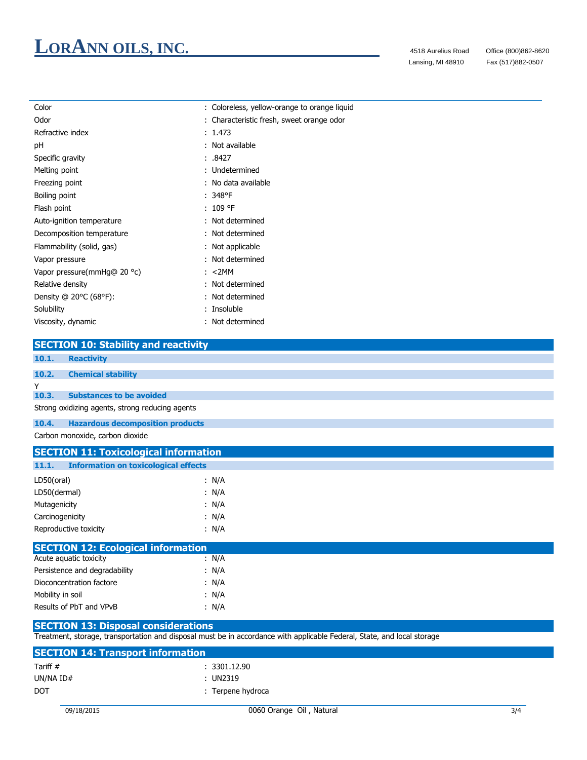| Property | Value |
|---|---|
| Color | Colorless, yellow-orange to orange liquid |
| Odor | Characteristic fresh, sweet orange odor |
| Refractive index | 1.473 |
| pH | Not available |
| Specific gravity | .8427 |
| Melting point | Undetermined |
| Freezing point | No data available |
| Boiling point | 348°F |
| Flash point | 109 °F |
| Auto-ignition temperature | Not determined |
| Decomposition temperature | Not determined |
| Flammability (solid, gas) | Not applicable |
| Vapor pressure | Not determined |
| Vapor pressure(mmHg@ 20 °c) | <2MM |
| Relative density | Not determined |
| Density @ 20°C (68°F): | Not determined |
| Solubility | Insoluble |
| Viscosity, dynamic | Not determined |

## SECTION 10: Stability and reactivity

### 10.1. Reactivity

### 10.2. Chemical stability

Y

### 10.3. Substances to be avoided

Strong oxidizing agents, strong reducing agents

### 10.4. Hazardous decomposition products

Carbon monoxide, carbon dioxide

## SECTION 11: Toxicological information

### 11.1. Information on toxicological effects

| Property | Value |
|---|---|
| LD50(oral) | N/A |
| LD50(dermal) | N/A |
| Mutagenicity | N/A |
| Carcinogenicity | N/A |
| Reproductive toxicity | N/A |

## SECTION 12: Ecological information

| Property | Value |
|---|---|
| Acute aquatic toxicity | N/A |
| Persistence and degradability | N/A |
| Dioconcentration factore | N/A |
| Mobility in soil | N/A |
| Results of PbT and VPvB | N/A |

## SECTION 13: Disposal considerations

Treatment, storage, transportation and disposal must be in accordance with applicable Federal, State, and local storage

## SECTION 14: Transport information

| Property | Value |
|---|---|
| Tariff # | 3301.12.90 |
| UN/NA ID# | UN2319 |
| DOT | Terpene hydroca |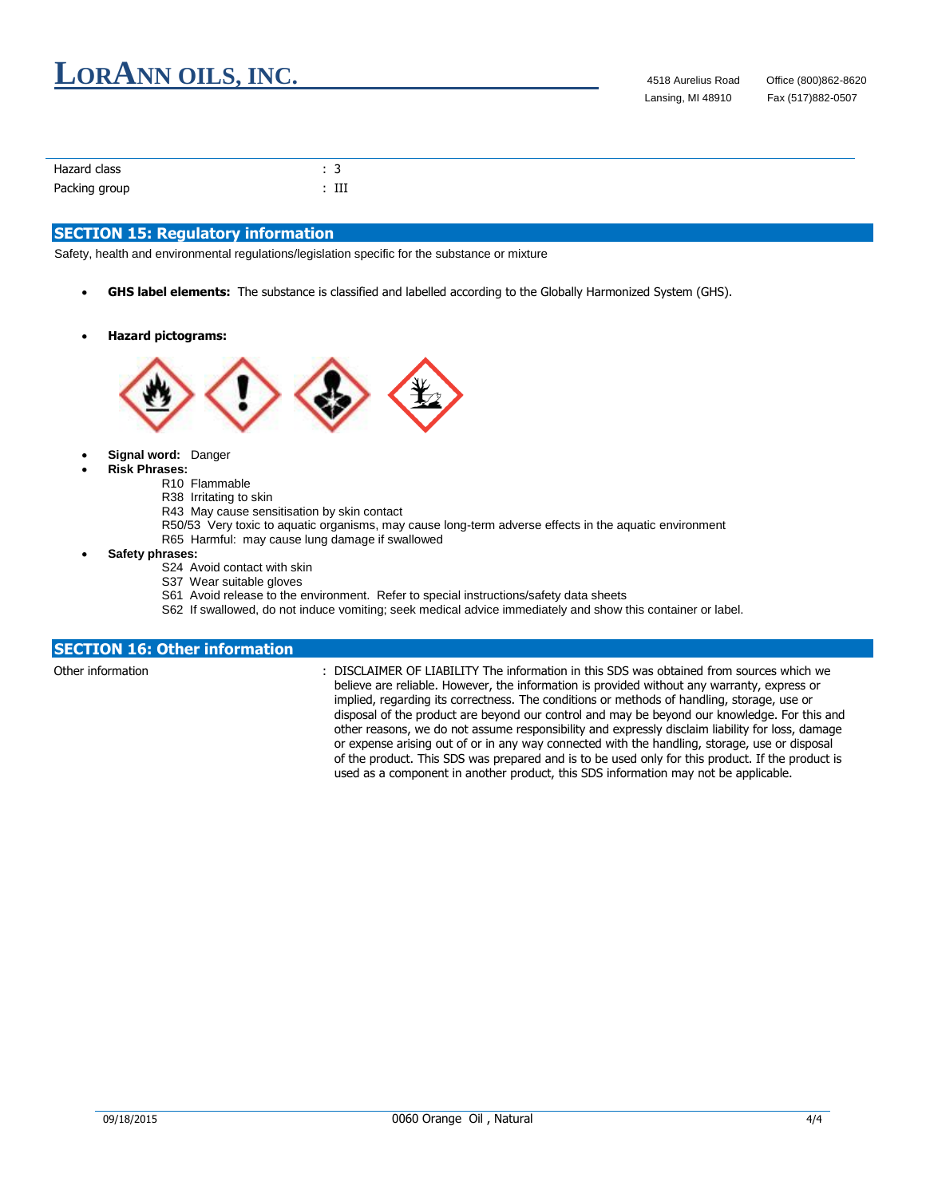| | | |
|---|---|---|
| Hazard class | : | 3 |
| Packing group | : | III |

## SECTION 15: Regulatory information

Safety, health and environmental regulations/legislation specific for the substance or mixture

- **GHS label elements:** The substance is classified and labelled according to the Globally Harmonized System (GHS).
- **Hazard pictograms:**
- **Signal word:** Danger
- **Risk Phrases:**
  - R10 Flammable
  - R38 Irritating to skin
  - R43 May cause sensitisation by skin contact
  - R50/53 Very toxic to aquatic organisms, may cause long-term adverse effects in the aquatic environment
  - R65 Harmful: may cause lung damage if swallowed
- **Safety phrases:**
  - S24 Avoid contact with skin
  - S37 Wear suitable gloves
  - S61 Avoid release to the environment. Refer to special instructions/safety data sheets
  - S62 If swallowed, do not induce vomiting; seek medical advice immediately and show this container or label.

## SECTION 16: Other information

| | | |
|---|---|---|
| Other information | : | DISCLAIMER OF LIABILITY The information in this SDS was obtained from sources which we believe are reliable. However, the information is provided without any warranty, express or implied, regarding its correctness. The conditions or methods of handling, storage, use or disposal of the product are beyond our control and may be beyond our knowledge. For this and other reasons, we do not assume responsibility and expressly disclaim liability for loss, damage or expense arising out of or in any way connected with the handling, storage, use or disposal of the product. This SDS was prepared and is to be used only for this product. If the product is used as a component in another product, this SDS information may not be applicable. |